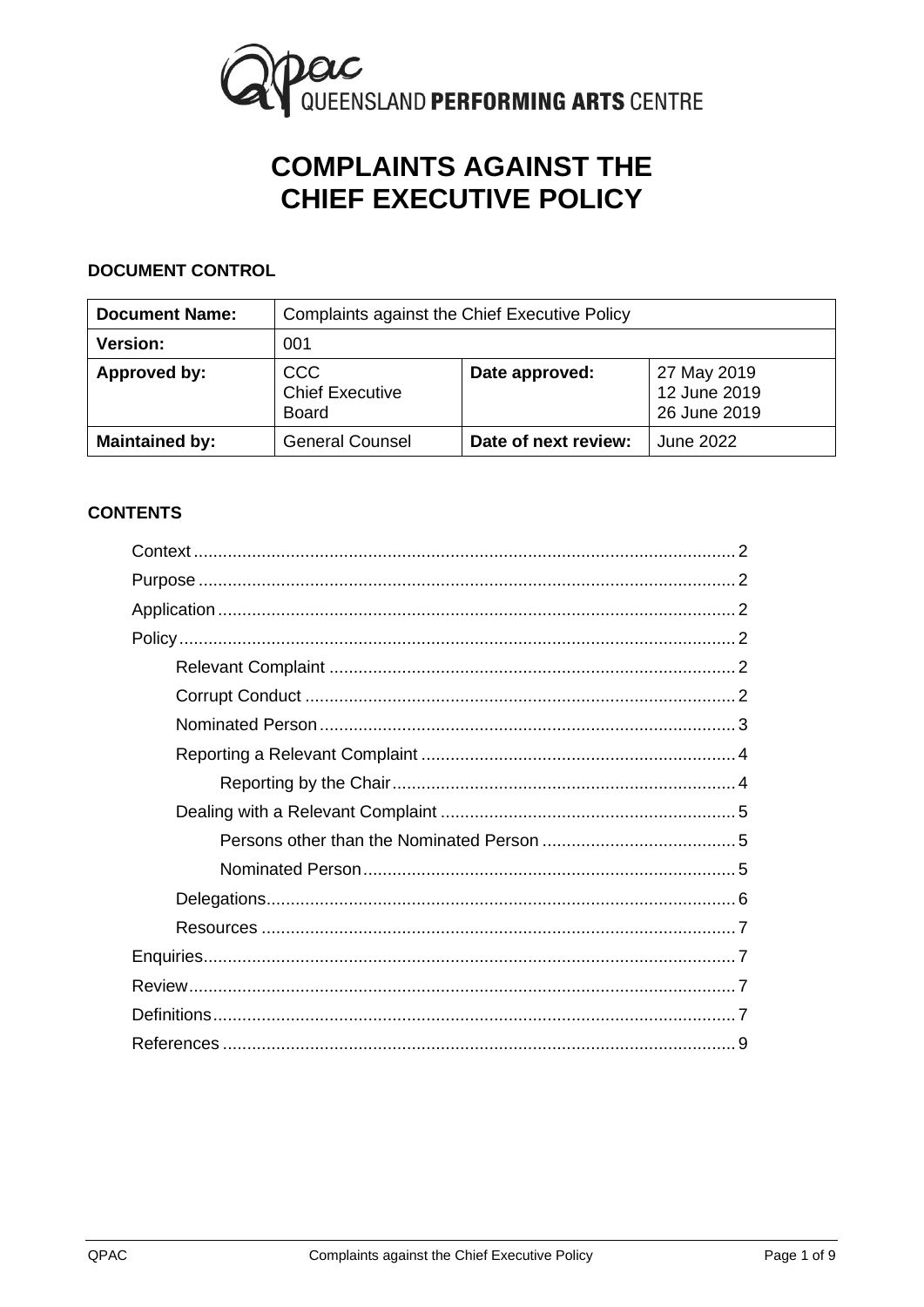QPAC QUEENSLAND PERFORMING ARTS CENTRE

# COMPLAINTS AGAINST THE CHIEF EXECUTIVE POLICY

**DOCUMENT CONTROL**

| **Document Name:** | Complaints against the Chief Executive Policy | | |
|---|---|---|---|
| **Version:** | 001 | | |
| **Approved by:** | CCC<br>Chief Executive<br>Board | **Date approved:** | 27 May 2019<br>12 June 2019<br>26 June 2019 |
| **Maintained by:** | General Counsel | **Date of next review:** | June 2022 |

**CONTENTS**

- Context ..... 2
- Purpose ..... 2
- Application ..... 2
- Policy ..... 2
  - Relevant Complaint ..... 2
  - Corrupt Conduct ..... 2
  - Nominated Person ..... 3
  - Reporting a Relevant Complaint ..... 4
    - Reporting by the Chair ..... 4
  - Dealing with a Relevant Complaint ..... 5
    - Persons other than the Nominated Person ..... 5
    - Nominated Person ..... 5
  - Delegations ..... 6
  - Resources ..... 7
- Enquiries ..... 7
- Review ..... 7
- Definitions ..... 7
- References ..... 9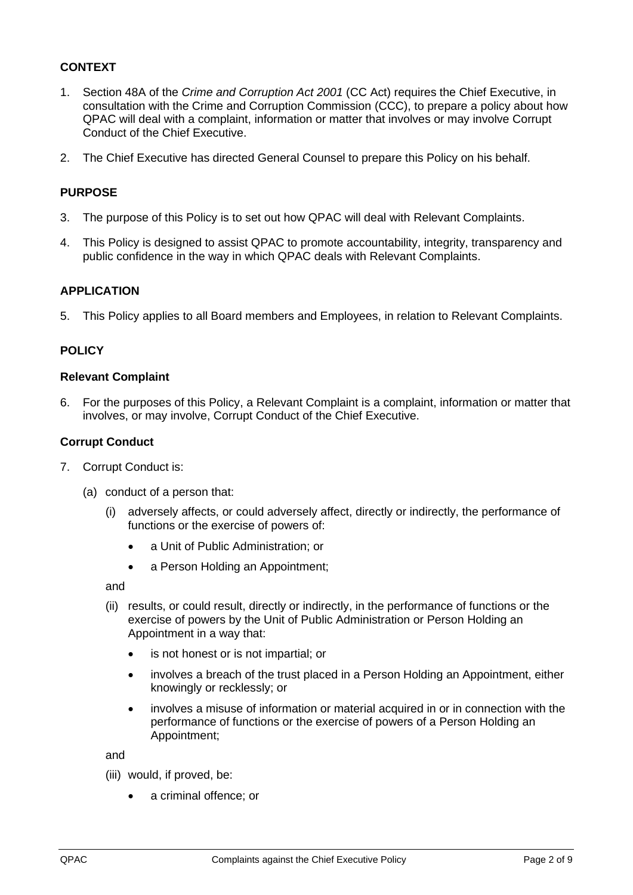## CONTEXT

1. Section 48A of the *Crime and Corruption Act 2001* (CC Act) requires the Chief Executive, in consultation with the Crime and Corruption Commission (CCC), to prepare a policy about how QPAC will deal with a complaint, information or matter that involves or may involve Corrupt Conduct of the Chief Executive.
2. The Chief Executive has directed General Counsel to prepare this Policy on his behalf.

## PURPOSE

3. The purpose of this Policy is to set out how QPAC will deal with Relevant Complaints.
4. This Policy is designed to assist QPAC to promote accountability, integrity, transparency and public confidence in the way in which QPAC deals with Relevant Complaints.

## APPLICATION

5. This Policy applies to all Board members and Employees, in relation to Relevant Complaints.

## POLICY

### Relevant Complaint

6. For the purposes of this Policy, a Relevant Complaint is a complaint, information or matter that involves, or may involve, Corrupt Conduct of the Chief Executive.

### Corrupt Conduct

7. Corrupt Conduct is:

   (a) conduct of a person that:

   (i) adversely affects, or could adversely affect, directly or indirectly, the performance of functions or the exercise of powers of:

   - a Unit of Public Administration; or
   - a Person Holding an Appointment;

   and

   (ii) results, or could result, directly or indirectly, in the performance of functions or the exercise of powers by the Unit of Public Administration or Person Holding an Appointment in a way that:

   - is not honest or is not impartial; or
   - involves a breach of the trust placed in a Person Holding an Appointment, either knowingly or recklessly; or
   - involves a misuse of information or material acquired in or in connection with the performance of functions or the exercise of powers of a Person Holding an Appointment;

   and

   (iii) would, if proved, be:

   - a criminal offence; or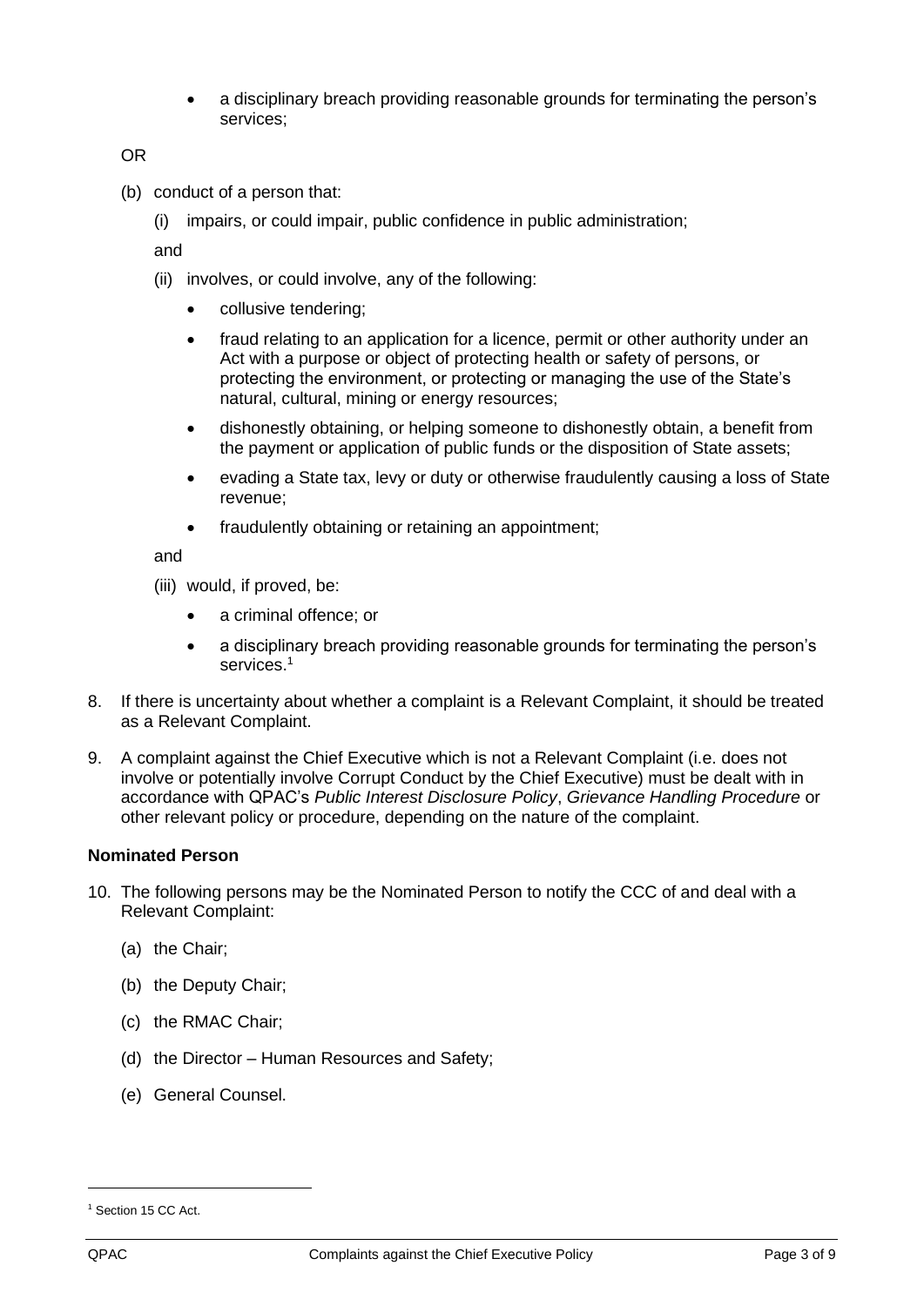- a disciplinary breach providing reasonable grounds for terminating the person's services;

OR

(b) conduct of a person that:

   (i) impairs, or could impair, public confidence in public administration;

   and

   (ii) involves, or could involve, any of the following:

   - collusive tendering;
   - fraud relating to an application for a licence, permit or other authority under an Act with a purpose or object of protecting health or safety of persons, or protecting the environment, or protecting or managing the use of the State's natural, cultural, mining or energy resources;
   - dishonestly obtaining, or helping someone to dishonestly obtain, a benefit from the payment or application of public funds or the disposition of State assets;
   - evading a State tax, levy or duty or otherwise fraudulently causing a loss of State revenue;
   - fraudulently obtaining or retaining an appointment;

   and

   (iii) would, if proved, be:

   - a criminal offence; or
   - a disciplinary breach providing reasonable grounds for terminating the person's services.[1]

8. If there is uncertainty about whether a complaint is a Relevant Complaint, it should be treated as a Relevant Complaint.

9. A complaint against the Chief Executive which is not a Relevant Complaint (i.e. does not involve or potentially involve Corrupt Conduct by the Chief Executive) must be dealt with in accordance with QPAC's *Public Interest Disclosure Policy*, *Grievance Handling Procedure* or other relevant policy or procedure, depending on the nature of the complaint.

**Nominated Person**

10. The following persons may be the Nominated Person to notify the CCC of and deal with a Relevant Complaint:

   (a) the Chair;

   (b) the Deputy Chair;

   (c) the RMAC Chair;

   (d) the Director – Human Resources and Safety;

   (e) General Counsel.

---

[1] Section 15 CC Act.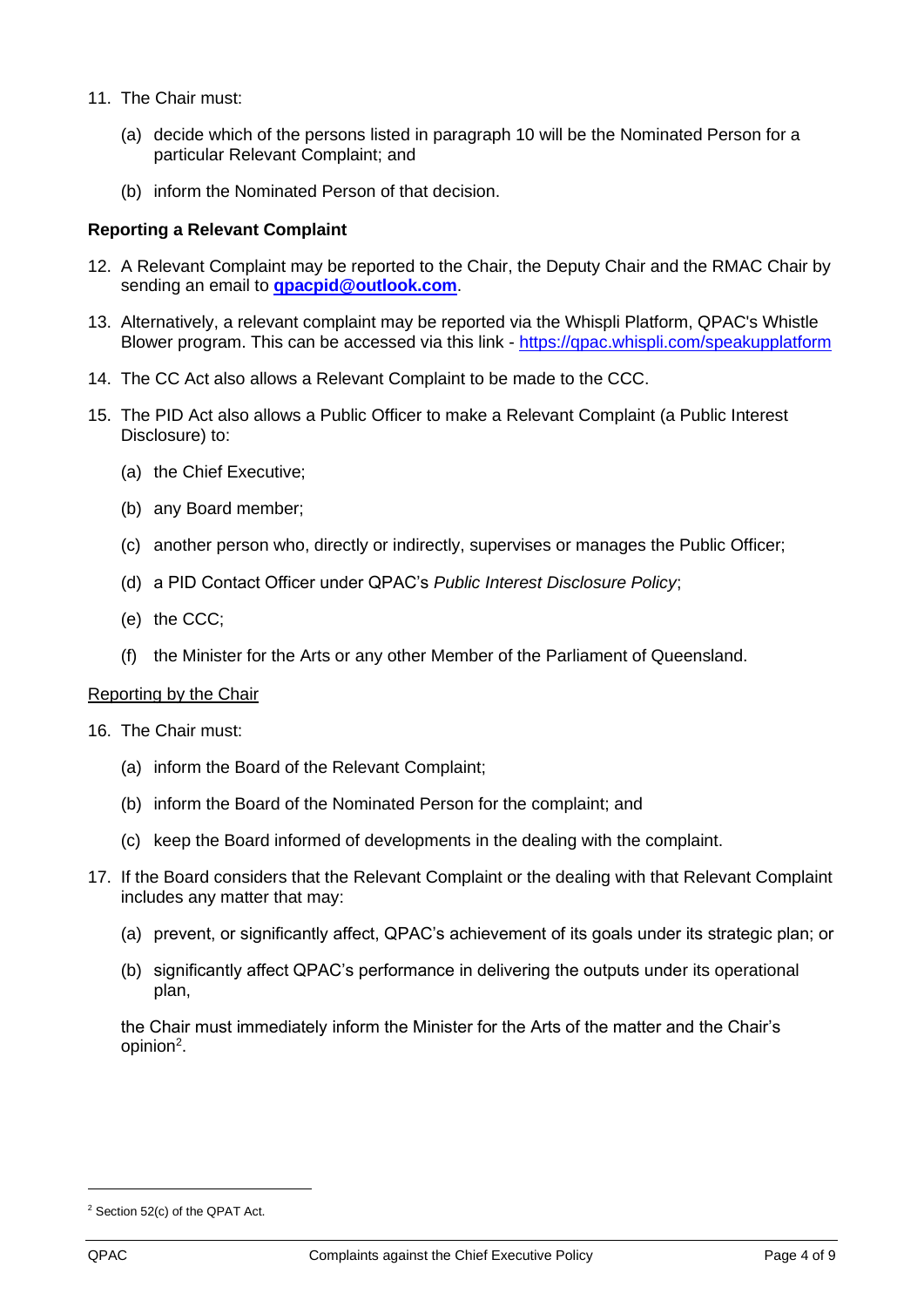11. The Chair must:

    (a) decide which of the persons listed in paragraph 10 will be the Nominated Person for a particular Relevant Complaint; and

    (b) inform the Nominated Person of that decision.

**Reporting a Relevant Complaint**

12. A Relevant Complaint may be reported to the Chair, the Deputy Chair and the RMAC Chair by sending an email to **qpacpid@outlook.com**.

13. Alternatively, a relevant complaint may be reported via the Whispli Platform, QPAC's Whistle Blower program. This can be accessed via this link - https://qpac.whispli.com/speakupplatform

14. The CC Act also allows a Relevant Complaint to be made to the CCC.

15. The PID Act also allows a Public Officer to make a Relevant Complaint (a Public Interest Disclosure) to:

    (a) the Chief Executive;

    (b) any Board member;

    (c) another person who, directly or indirectly, supervises or manages the Public Officer;

    (d) a PID Contact Officer under QPAC's *Public Interest Disclosure Policy*;

    (e) the CCC;

    (f) the Minister for the Arts or any other Member of the Parliament of Queensland.

<u>Reporting by the Chair</u>

16. The Chair must:

    (a) inform the Board of the Relevant Complaint;

    (b) inform the Board of the Nominated Person for the complaint; and

    (c) keep the Board informed of developments in the dealing with the complaint.

17. If the Board considers that the Relevant Complaint or the dealing with that Relevant Complaint includes any matter that may:

    (a) prevent, or significantly affect, QPAC's achievement of its goals under its strategic plan; or

    (b) significantly affect QPAC's performance in delivering the outputs under its operational plan,

    the Chair must immediately inform the Minister for the Arts of the matter and the Chair's opinion[2].

---

[2] Section 52(c) of the QPAT Act.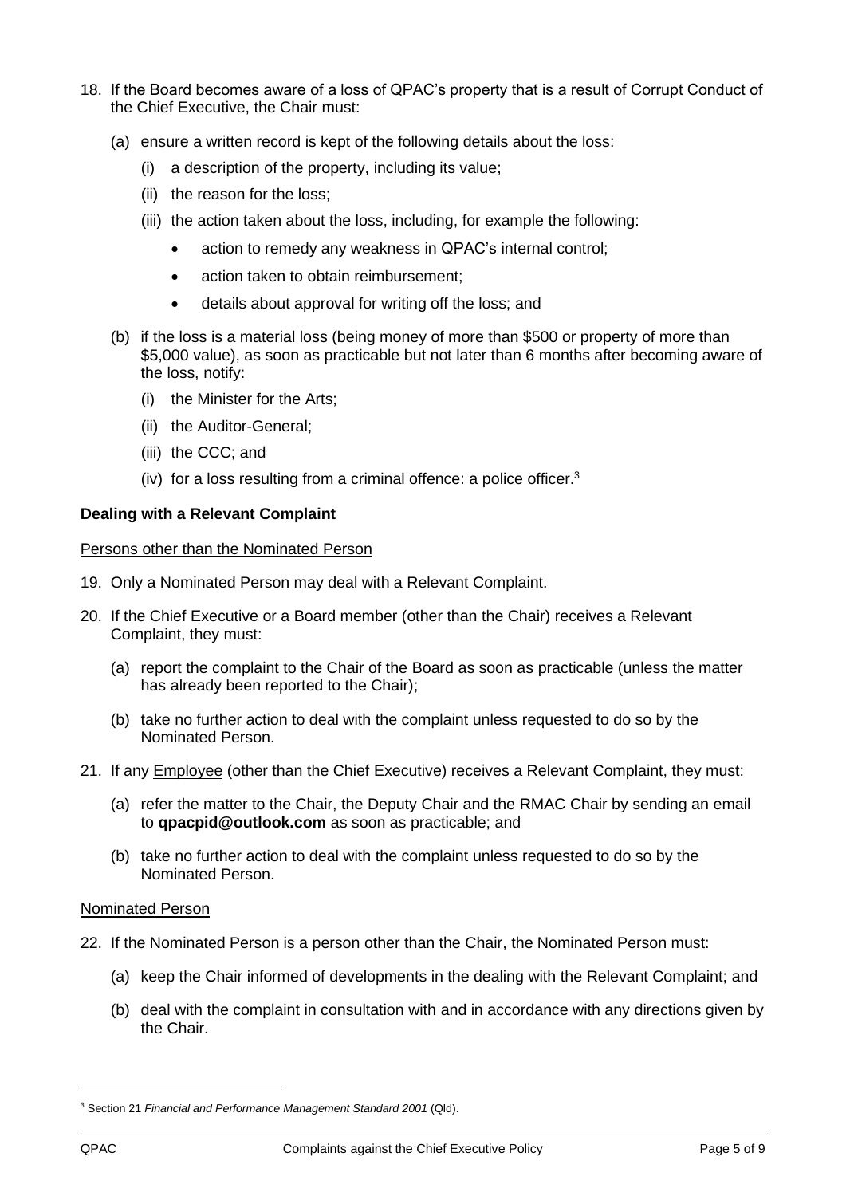18. If the Board becomes aware of a loss of QPAC's property that is a result of Corrupt Conduct of the Chief Executive, the Chair must:

    (a) ensure a written record is kept of the following details about the loss:

    (i) a description of the property, including its value;

    (ii) the reason for the loss;

    (iii) the action taken about the loss, including, for example the following:

    - action to remedy any weakness in QPAC's internal control;
    - action taken to obtain reimbursement;
    - details about approval for writing off the loss; and

    (b) if the loss is a material loss (being money of more than \$500 or property of more than \$5,000 value), as soon as practicable but not later than 6 months after becoming aware of the loss, notify:

    (i) the Minister for the Arts;

    (ii) the Auditor-General;

    (iii) the CCC; and

    (iv) for a loss resulting from a criminal offence: a police officer.[3]

**Dealing with a Relevant Complaint**

Persons other than the Nominated Person

19. Only a Nominated Person may deal with a Relevant Complaint.

20. If the Chief Executive or a Board member (other than the Chair) receives a Relevant Complaint, they must:

    (a) report the complaint to the Chair of the Board as soon as practicable (unless the matter has already been reported to the Chair);

    (b) take no further action to deal with the complaint unless requested to do so by the Nominated Person.

21. If any Employee (other than the Chief Executive) receives a Relevant Complaint, they must:

    (a) refer the matter to the Chair, the Deputy Chair and the RMAC Chair by sending an email to **qpacpid@outlook.com** as soon as practicable; and

    (b) take no further action to deal with the complaint unless requested to do so by the Nominated Person.

Nominated Person

22. If the Nominated Person is a person other than the Chair, the Nominated Person must:

    (a) keep the Chair informed of developments in the dealing with the Relevant Complaint; and

    (b) deal with the complaint in consultation with and in accordance with any directions given by the Chair.

---

[3] Section 21 *Financial and Performance Management Standard 2001* (Qld).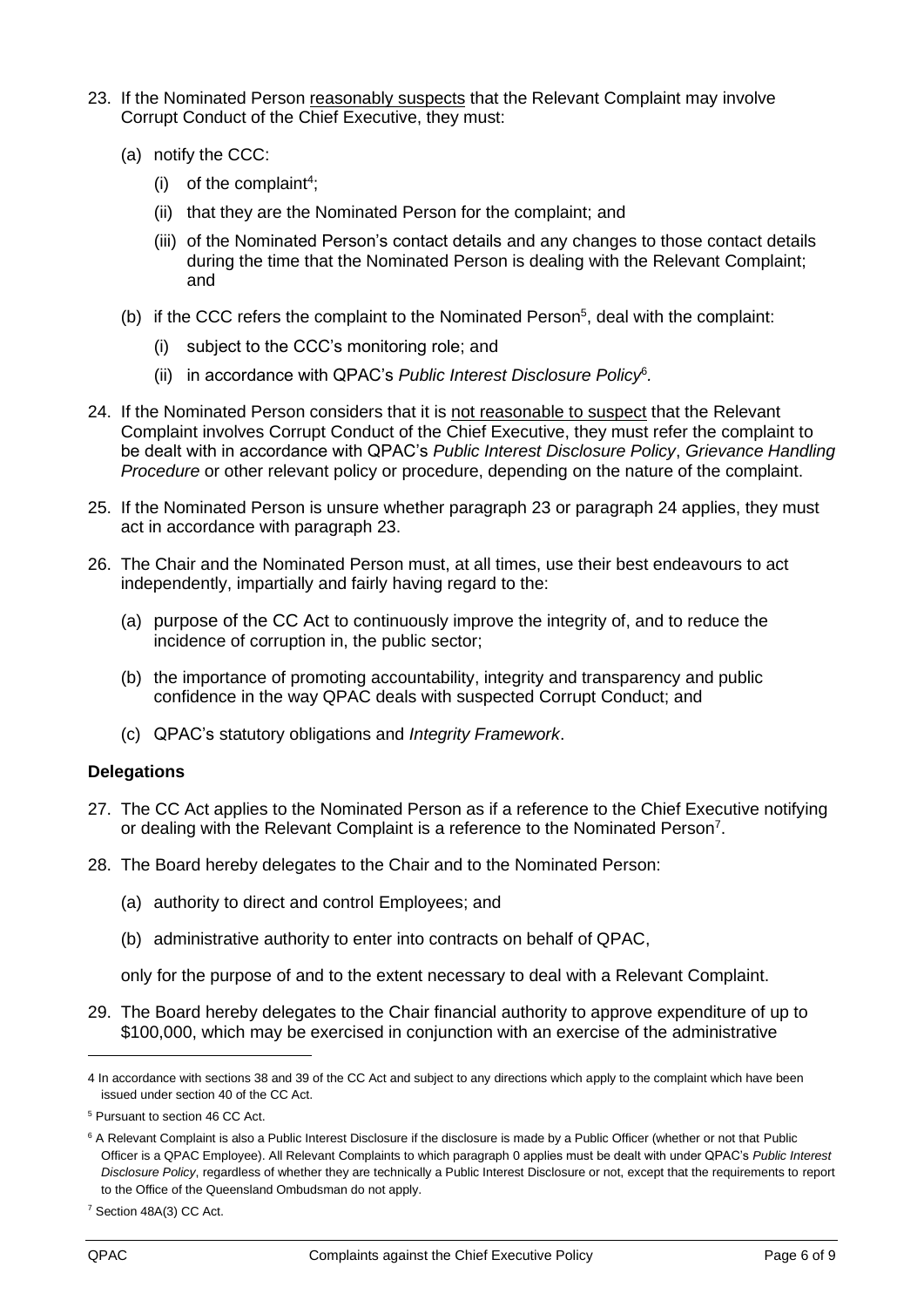23. If the Nominated Person reasonably suspects that the Relevant Complaint may involve Corrupt Conduct of the Chief Executive, they must:

    (a) notify the CCC:

        (i) of the complaint[4];

        (ii) that they are the Nominated Person for the complaint; and

        (iii) of the Nominated Person's contact details and any changes to those contact details during the time that the Nominated Person is dealing with the Relevant Complaint; and

    (b) if the CCC refers the complaint to the Nominated Person[5], deal with the complaint:

        (i) subject to the CCC's monitoring role; and

        (ii) in accordance with QPAC's *Public Interest Disclosure Policy*[6].

24. If the Nominated Person considers that it is not reasonable to suspect that the Relevant Complaint involves Corrupt Conduct of the Chief Executive, they must refer the complaint to be dealt with in accordance with QPAC's *Public Interest Disclosure Policy*, *Grievance Handling Procedure* or other relevant policy or procedure, depending on the nature of the complaint.

25. If the Nominated Person is unsure whether paragraph 23 or paragraph 24 applies, they must act in accordance with paragraph 23.

26. The Chair and the Nominated Person must, at all times, use their best endeavours to act independently, impartially and fairly having regard to the:

    (a) purpose of the CC Act to continuously improve the integrity of, and to reduce the incidence of corruption in, the public sector;

    (b) the importance of promoting accountability, integrity and transparency and public confidence in the way QPAC deals with suspected Corrupt Conduct; and

    (c) QPAC's statutory obligations and *Integrity Framework*.

**Delegations**

27. The CC Act applies to the Nominated Person as if a reference to the Chief Executive notifying or dealing with the Relevant Complaint is a reference to the Nominated Person[7].

28. The Board hereby delegates to the Chair and to the Nominated Person:

    (a) authority to direct and control Employees; and

    (b) administrative authority to enter into contracts on behalf of QPAC,

    only for the purpose of and to the extent necessary to deal with a Relevant Complaint.

29. The Board hereby delegates to the Chair financial authority to approve expenditure of up to $100,000, which may be exercised in conjunction with an exercise of the administrative

---

[4] In accordance with sections 38 and 39 of the CC Act and subject to any directions which apply to the complaint which have been issued under section 40 of the CC Act.

[5] Pursuant to section 46 CC Act.

[6] A Relevant Complaint is also a Public Interest Disclosure if the disclosure is made by a Public Officer (whether or not that Public Officer is a QPAC Employee). All Relevant Complaints to which paragraph 0 applies must be dealt with under QPAC's *Public Interest Disclosure Policy*, regardless of whether they are technically a Public Interest Disclosure or not, except that the requirements to report to the Office of the Queensland Ombudsman do not apply.

[7] Section 48A(3) CC Act.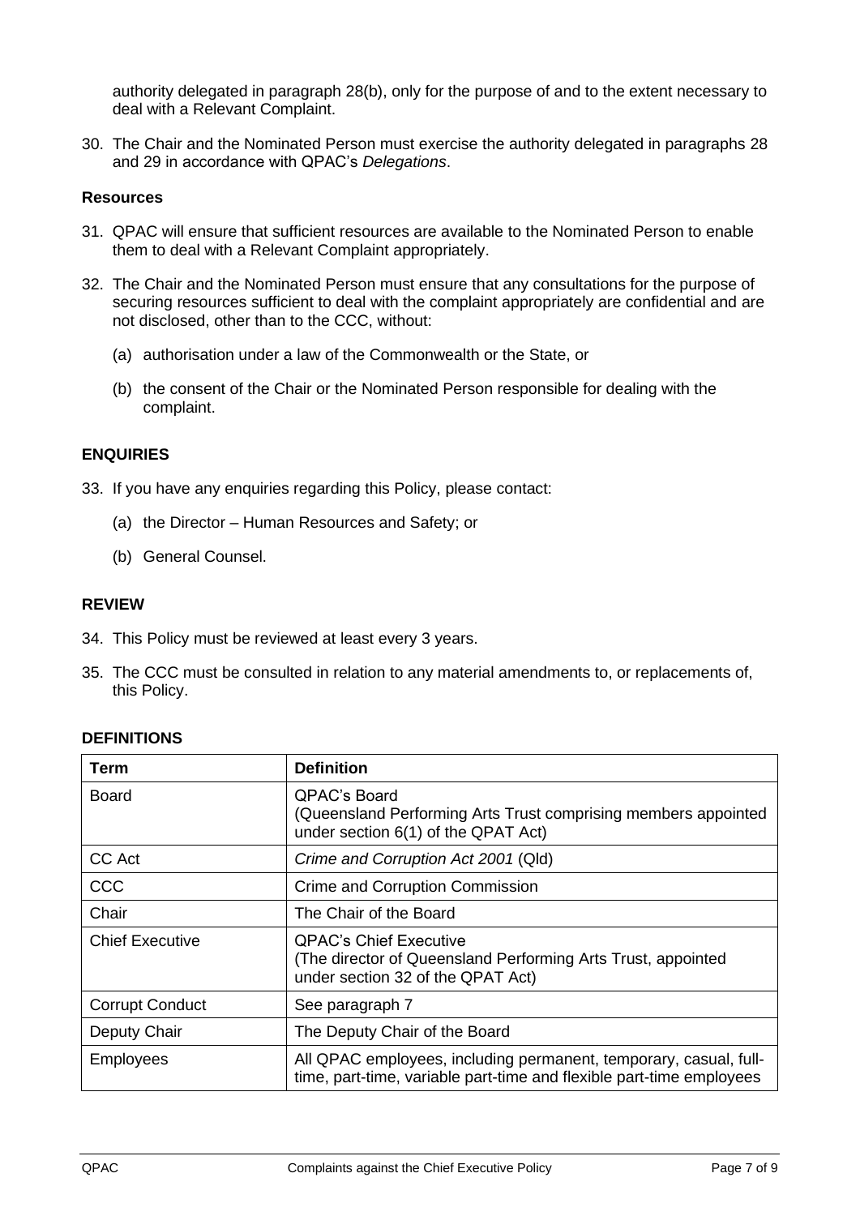authority delegated in paragraph 28(b), only for the purpose of and to the extent necessary to deal with a Relevant Complaint.

30. The Chair and the Nominated Person must exercise the authority delegated in paragraphs 28 and 29 in accordance with QPAC's *Delegations*.

### Resources

31. QPAC will ensure that sufficient resources are available to the Nominated Person to enable them to deal with a Relevant Complaint appropriately.

32. The Chair and the Nominated Person must ensure that any consultations for the purpose of securing resources sufficient to deal with the complaint appropriately are confidential and are not disclosed, other than to the CCC, without:

    (a) authorisation under a law of the Commonwealth or the State, or

    (b) the consent of the Chair or the Nominated Person responsible for dealing with the complaint.

## ENQUIRIES

33. If you have any enquiries regarding this Policy, please contact:

    (a) the Director – Human Resources and Safety; or

    (b) General Counsel.

## REVIEW

34. This Policy must be reviewed at least every 3 years.

35. The CCC must be consulted in relation to any material amendments to, or replacements of, this Policy.

## DEFINITIONS

| Term | Definition |
| --- | --- |
| Board | QPAC's Board<br>(Queensland Performing Arts Trust comprising members appointed under section 6(1) of the QPAT Act) |
| CC Act | *Crime and Corruption Act 2001* (Qld) |
| CCC | Crime and Corruption Commission |
| Chair | The Chair of the Board |
| Chief Executive | QPAC's Chief Executive<br>(The director of Queensland Performing Arts Trust, appointed under section 32 of the QPAT Act) |
| Corrupt Conduct | See paragraph 7 |
| Deputy Chair | The Deputy Chair of the Board |
| Employees | All QPAC employees, including permanent, temporary, casual, full-time, part-time, variable part-time and flexible part-time employees |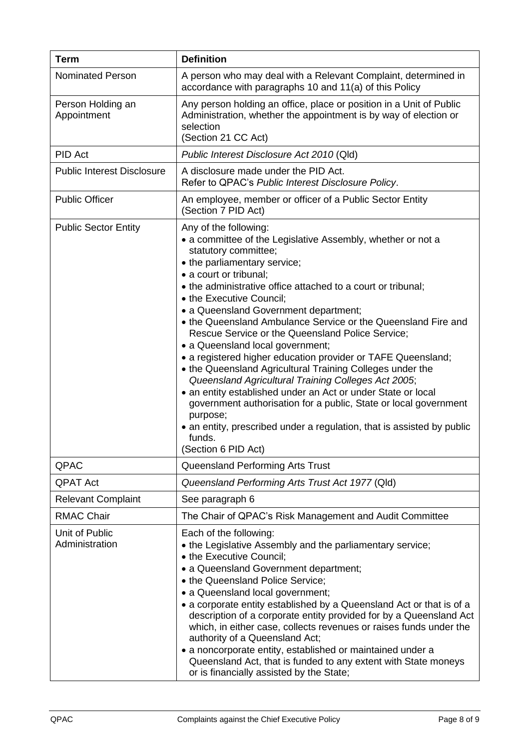| Term | Definition |
|---|---|
| Nominated Person | A person who may deal with a Relevant Complaint, determined in accordance with paragraphs 10 and 11(a) of this Policy |
| Person Holding an Appointment | Any person holding an office, place or position in a Unit of Public Administration, whether the appointment is by way of election or selection<br>(Section 21 CC Act) |
| PID Act | *Public Interest Disclosure Act 2010* (Qld) |
| Public Interest Disclosure | A disclosure made under the PID Act.<br>Refer to QPAC's *Public Interest Disclosure Policy*. |
| Public Officer | An employee, member or officer of a Public Sector Entity<br>(Section 7 PID Act) |
| Public Sector Entity | Any of the following:<br>• a committee of the Legislative Assembly, whether or not a statutory committee;<br>• the parliamentary service;<br>• a court or tribunal;<br>• the administrative office attached to a court or tribunal;<br>• the Executive Council;<br>• a Queensland Government department;<br>• the Queensland Ambulance Service or the Queensland Fire and Rescue Service or the Queensland Police Service;<br>• a Queensland local government;<br>• a registered higher education provider or TAFE Queensland;<br>• the Queensland Agricultural Training Colleges under the *Queensland Agricultural Training Colleges Act 2005*;<br>• an entity established under an Act or under State or local government authorisation for a public, State or local government purpose;<br>• an entity, prescribed under a regulation, that is assisted by public funds.<br>(Section 6 PID Act) |
| QPAC | Queensland Performing Arts Trust |
| QPAT Act | *Queensland Performing Arts Trust Act 1977* (Qld) |
| Relevant Complaint | See paragraph 6 |
| RMAC Chair | The Chair of QPAC's Risk Management and Audit Committee |
| Unit of Public Administration | Each of the following:<br>• the Legislative Assembly and the parliamentary service;<br>• the Executive Council;<br>• a Queensland Government department;<br>• the Queensland Police Service;<br>• a Queensland local government;<br>• a corporate entity established by a Queensland Act or that is of a description of a corporate entity provided for by a Queensland Act which, in either case, collects revenues or raises funds under the authority of a Queensland Act;<br>• a noncorporate entity, established or maintained under a Queensland Act, that is funded to any extent with State moneys or is financially assisted by the State; |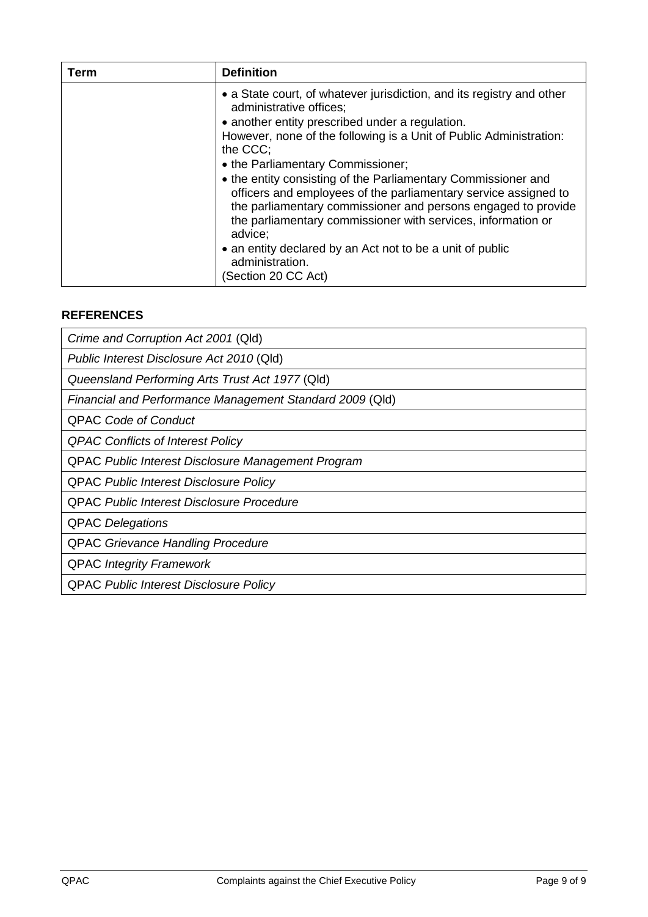| Term | Definition |
|---|---|
| | • a State court, of whatever jurisdiction, and its registry and other administrative offices;<br>• another entity prescribed under a regulation.<br>However, none of the following is a Unit of Public Administration: the CCC;<br>• the Parliamentary Commissioner;<br>• the entity consisting of the Parliamentary Commissioner and officers and employees of the parliamentary service assigned to the parliamentary commissioner and persons engaged to provide the parliamentary commissioner with services, information or advice;<br>• an entity declared by an Act not to be a unit of public administration.<br>(Section 20 CC Act) |

**REFERENCES**

| |
|---|
| *Crime and Corruption Act 2001* (Qld) |
| *Public Interest Disclosure Act 2010* (Qld) |
| *Queensland Performing Arts Trust Act 1977* (Qld) |
| *Financial and Performance Management Standard 2009* (Qld) |
| QPAC *Code of Conduct* |
| *QPAC Conflicts of Interest Policy* |
| QPAC *Public Interest Disclosure Management Program* |
| QPAC *Public Interest Disclosure Policy* |
| QPAC *Public Interest Disclosure Procedure* |
| QPAC *Delegations* |
| QPAC *Grievance Handling Procedure* |
| QPAC *Integrity Framework* |
| QPAC *Public Interest Disclosure Policy* |